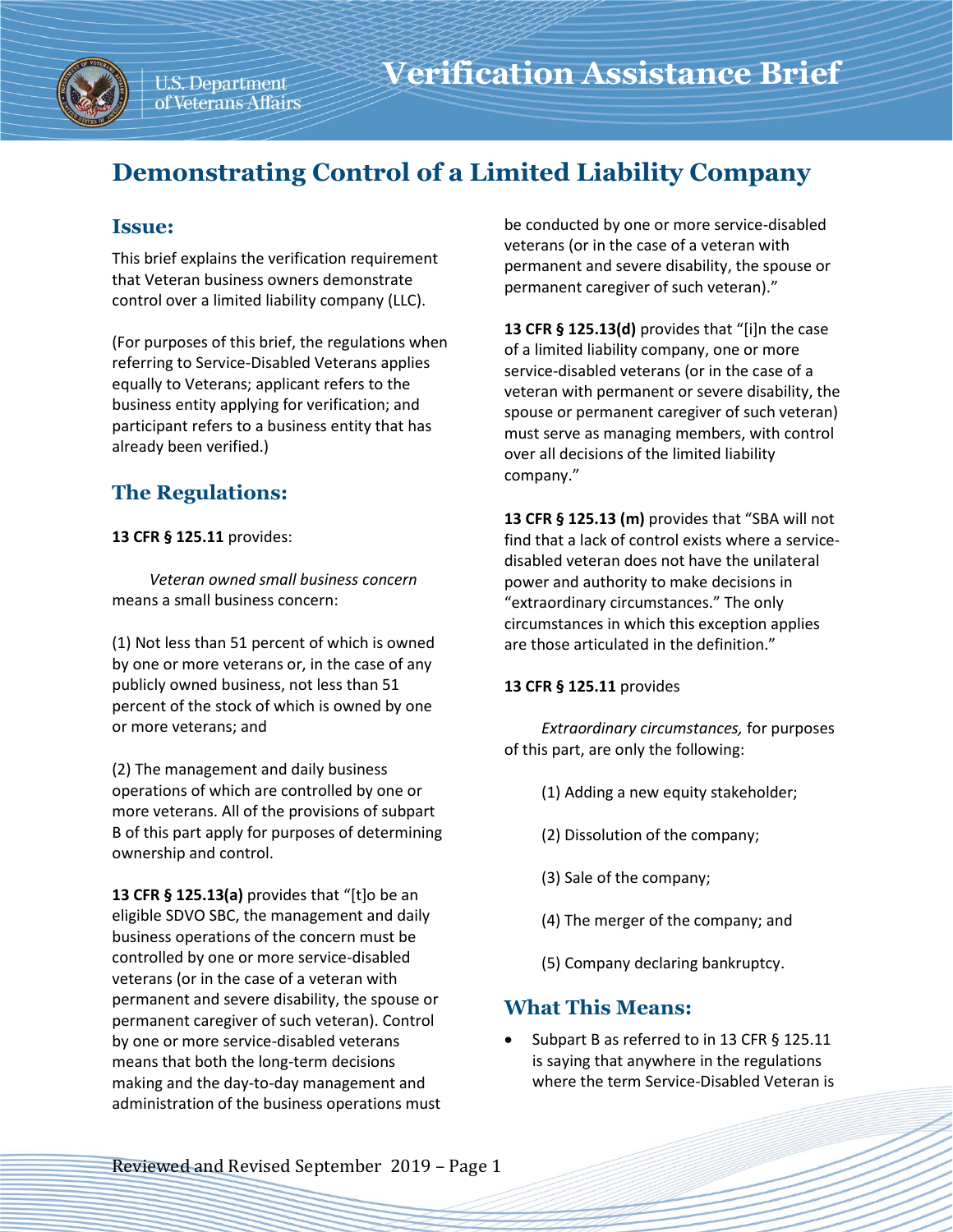# Verification Assistance Brief

U.S. Department of Veterans Affairs

## Demonstrating Control of a Limited Liability Company

### Issue:

This brief explains the verification requirement that Veteran business owners demonstrate control over a limited liability company (LLC).

(For purposes of this brief, the regulations when referring to Service-Disabled Veterans applies equally to Veterans; applicant refers to the business entity applying for verification; and participant refers to a business entity that has already been verified.)

### The Regulations:

**13 CFR § 125.11** provides:

*Veteran owned small business concern* means a small business concern:

(1) Not less than 51 percent of which is owned by one or more veterans or, in the case of any publicly owned business, not less than 51 percent of the stock of which is owned by one or more veterans; and

(2) The management and daily business operations of which are controlled by one or more veterans. All of the provisions of subpart B of this part apply for purposes of determining ownership and control.

**13 CFR § 125.13(a)** provides that "[t]o be an eligible SDVO SBC, the management and daily business operations of the concern must be controlled by one or more service-disabled veterans (or in the case of a veteran with permanent and severe disability, the spouse or permanent caregiver of such veteran). Control by one or more service-disabled veterans means that both the long-term decisions making and the day-to-day management and administration of the business operations must be conducted by one or more service-disabled veterans (or in the case of a veteran with permanent and severe disability, the spouse or permanent caregiver of such veteran)."

**13 CFR § 125.13(d)** provides that "[i]n the case of a limited liability company, one or more service-disabled veterans (or in the case of a veteran with permanent or severe disability, the spouse or permanent caregiver of such veteran) must serve as managing members, with control over all decisions of the limited liability company."

**13 CFR § 125.13 (m)** provides that "SBA will not find that a lack of control exists where a service-disabled veteran does not have the unilateral power and authority to make decisions in "extraordinary circumstances." The only circumstances in which this exception applies are those articulated in the definition."

**13 CFR § 125.11** provides

*Extraordinary circumstances,* for purposes of this part, are only the following:

(1) Adding a new equity stakeholder;

(2) Dissolution of the company;

(3) Sale of the company;

(4) The merger of the company; and

(5) Company declaring bankruptcy.

### What This Means:

- Subpart B as referred to in 13 CFR § 125.11 is saying that anywhere in the regulations where the term Service-Disabled Veteran is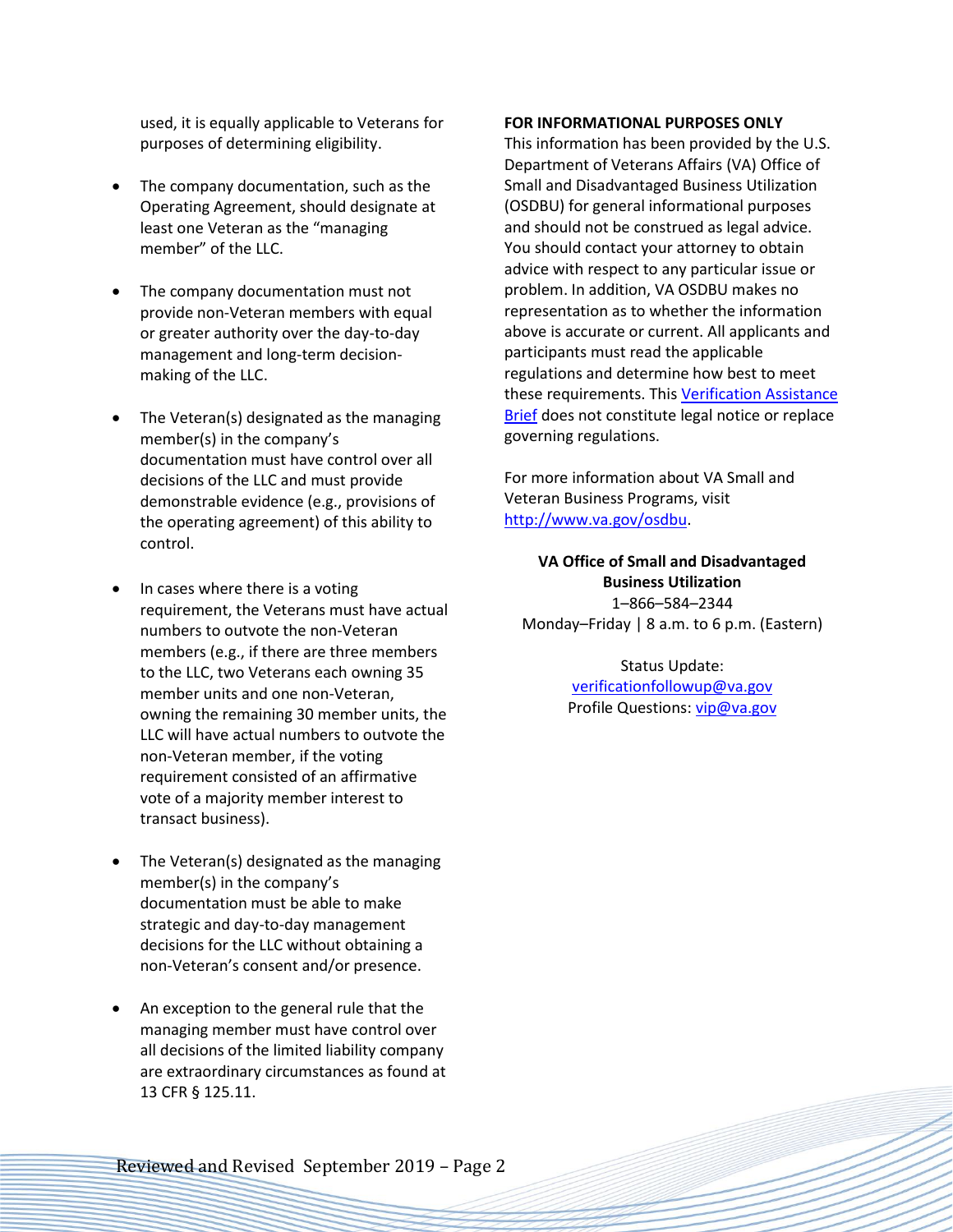used, it is equally applicable to Veterans for purposes of determining eligibility.

- The company documentation, such as the Operating Agreement, should designate at least one Veteran as the "managing member" of the LLC.

- The company documentation must not provide non-Veteran members with equal or greater authority over the day-to-day management and long-term decision-making of the LLC.

- The Veteran(s) designated as the managing member(s) in the company's documentation must have control over all decisions of the LLC and must provide demonstrable evidence (e.g., provisions of the operating agreement) of this ability to control.

- In cases where there is a voting requirement, the Veterans must have actual numbers to outvote the non-Veteran members (e.g., if there are three members to the LLC, two Veterans each owning 35 member units and one non-Veteran, owning the remaining 30 member units, the LLC will have actual numbers to outvote the non-Veteran member, if the voting requirement consisted of an affirmative vote of a majority member interest to transact business).

- The Veteran(s) designated as the managing member(s) in the company's documentation must be able to make strategic and day-to-day management decisions for the LLC without obtaining a non-Veteran's consent and/or presence.

- An exception to the general rule that the managing member must have control over all decisions of the limited liability company are extraordinary circumstances as found at 13 CFR § 125.11.

**FOR INFORMATIONAL PURPOSES ONLY**

This information has been provided by the U.S. Department of Veterans Affairs (VA) Office of Small and Disadvantaged Business Utilization (OSDBU) for general informational purposes and should not be construed as legal advice. You should contact your attorney to obtain advice with respect to any particular issue or problem. In addition, VA OSDBU makes no representation as to whether the information above is accurate or current. All applicants and participants must read the applicable regulations and determine how best to meet these requirements. This Verification Assistance Brief does not constitute legal notice or replace governing regulations.

For more information about VA Small and Veteran Business Programs, visit http://www.va.gov/osdbu.

**VA Office of Small and Disadvantaged Business Utilization**

1–866–584–2344

Monday–Friday | 8 a.m. to 6 p.m. (Eastern)

Status Update: verificationfollowup@va.gov

Profile Questions: vip@va.gov

Reviewed and Revised September 2019